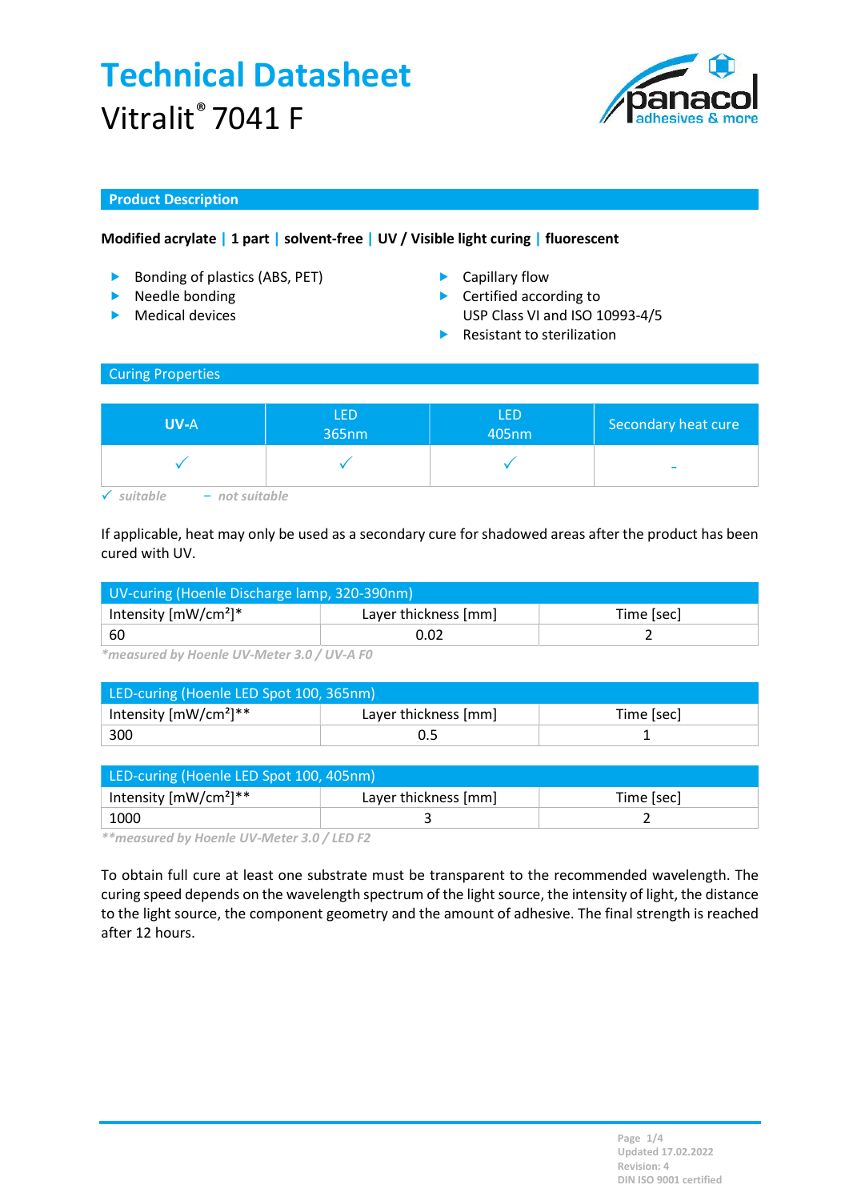# Technical Datasheet

Vitralit® 7041 F

## Product Description

**Modified acrylate | 1 part | solvent-free | UV / Visible light curing | fluorescent**

- Bonding of plastics (ABS, PET)
- Needle bonding
- Medical devices
- Capillary flow
- Certified according to USP Class VI and ISO 10993-4/5
- Resistant to sterilization

## Curing Properties

| UV-A | LED 365nm | LED 405nm | Secondary heat cure |
|---|---|---|---|
| ✓ | ✓ | ✓ | - |

*✓ suitable    – not suitable*

If applicable, heat may only be used as a secondary cure for shadowed areas after the product has been cured with UV.

| UV-curing (Hoenle Discharge lamp, 320-390nm) | | |
|---|---|---|
| Intensity [mW/cm²]* | Layer thickness [mm] | Time [sec] |
| 60 | 0.02 | 2 |

*\*measured by Hoenle UV-Meter 3.0 / UV-A F0*

| LED-curing (Hoenle LED Spot 100, 365nm) | | |
|---|---|---|
| Intensity [mW/cm²]** | Layer thickness [mm] | Time [sec] |
| 300 | 0.5 | 1 |

| LED-curing (Hoenle LED Spot 100, 405nm) | | |
|---|---|---|
| Intensity [mW/cm²]** | Layer thickness [mm] | Time [sec] |
| 1000 | 3 | 2 |

*\*\*measured by Hoenle UV-Meter 3.0 / LED F2*

To obtain full cure at least one substrate must be transparent to the recommended wavelength. The curing speed depends on the wavelength spectrum of the light source, the intensity of light, the distance to the light source, the component geometry and the amount of adhesive. The final strength is reached after 12 hours.

Updated 17.02.2022
Revision: 4
DIN ISO 9001 certified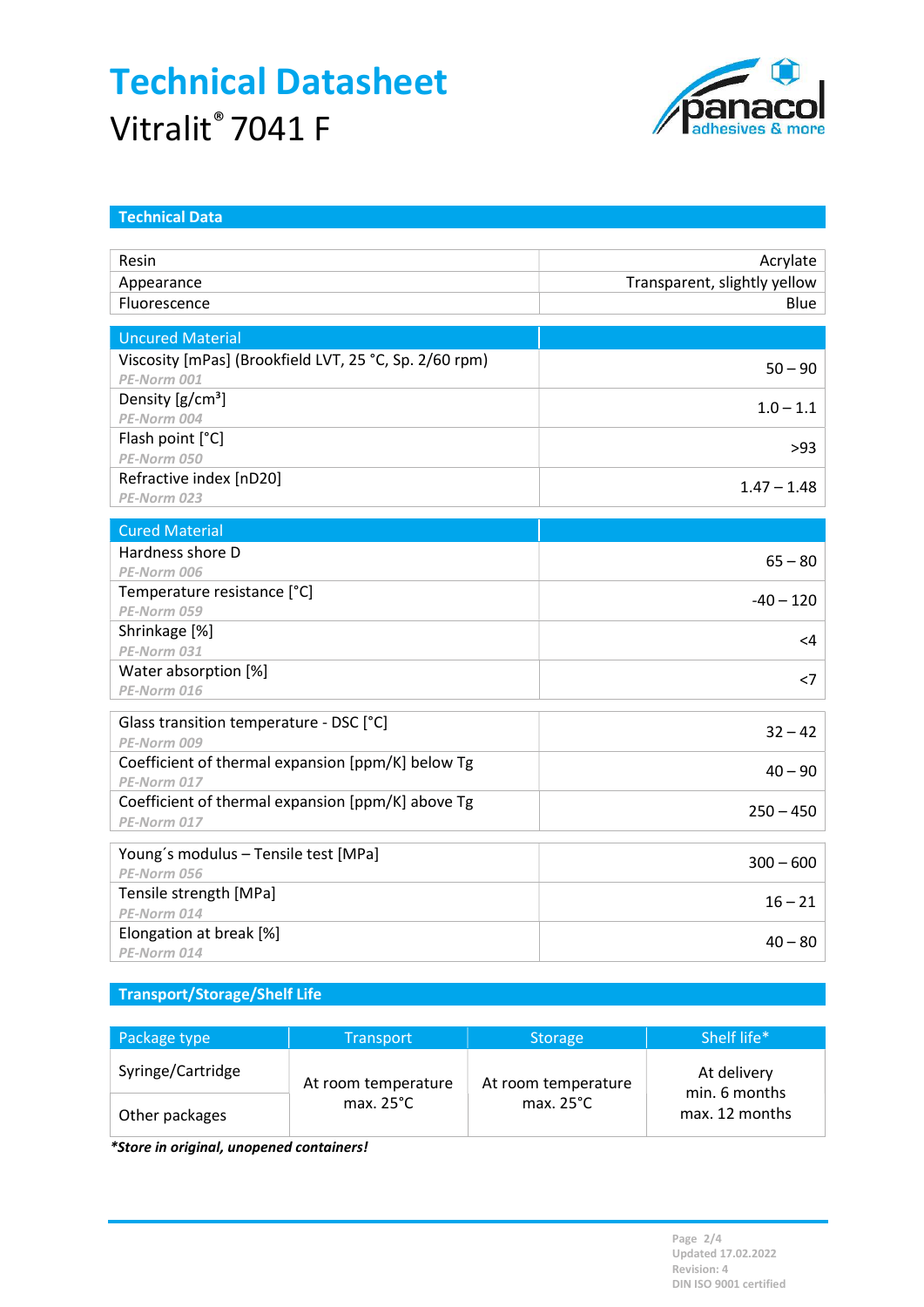# Technical Datasheet

Vitralit® 7041 F

## Technical Data

| | |
|---|---|
| Resin | Acrylate |
| Appearance | Transparent, slightly yellow |
| Fluorescence | Blue |

| Uncured Material | |
|---|---|
| Viscosity [mPas] (Brookfield LVT, 25 °C, Sp. 2/60 rpm) *PE-Norm 001* | 50 – 90 |
| Density [g/cm³] *PE-Norm 004* | 1.0 – 1.1 |
| Flash point [°C] *PE-Norm 050* | >93 |
| Refractive index [nD20] *PE-Norm 023* | 1.47 – 1.48 |

| Cured Material | |
|---|---|
| Hardness shore D *PE-Norm 006* | 65 – 80 |
| Temperature resistance [°C] *PE-Norm 059* | -40 – 120 |
| Shrinkage [%] *PE-Norm 031* | <4 |
| Water absorption [%] *PE-Norm 016* | <7 |

| | |
|---|---|
| Glass transition temperature - DSC [°C] *PE-Norm 009* | 32 – 42 |
| Coefficient of thermal expansion [ppm/K] below Tg *PE-Norm 017* | 40 – 90 |
| Coefficient of thermal expansion [ppm/K] above Tg *PE-Norm 017* | 250 – 450 |

| | |
|---|---|
| Young´s modulus – Tensile test [MPa] *PE-Norm 056* | 300 – 600 |
| Tensile strength [MPa] *PE-Norm 014* | 16 – 21 |
| Elongation at break [%] *PE-Norm 014* | 40 – 80 |

## Transport/Storage/Shelf Life

| Package type | Transport | Storage | Shelf life* |
|---|---|---|---|
| Syringe/Cartridge | At room temperature max. 25°C | At room temperature max. 25°C | At delivery min. 6 months max. 12 months |
| Other packages | | | |

***Store in original, unopened containers!***

Updated 17.02.2022
Revision: 4
DIN ISO 9001 certified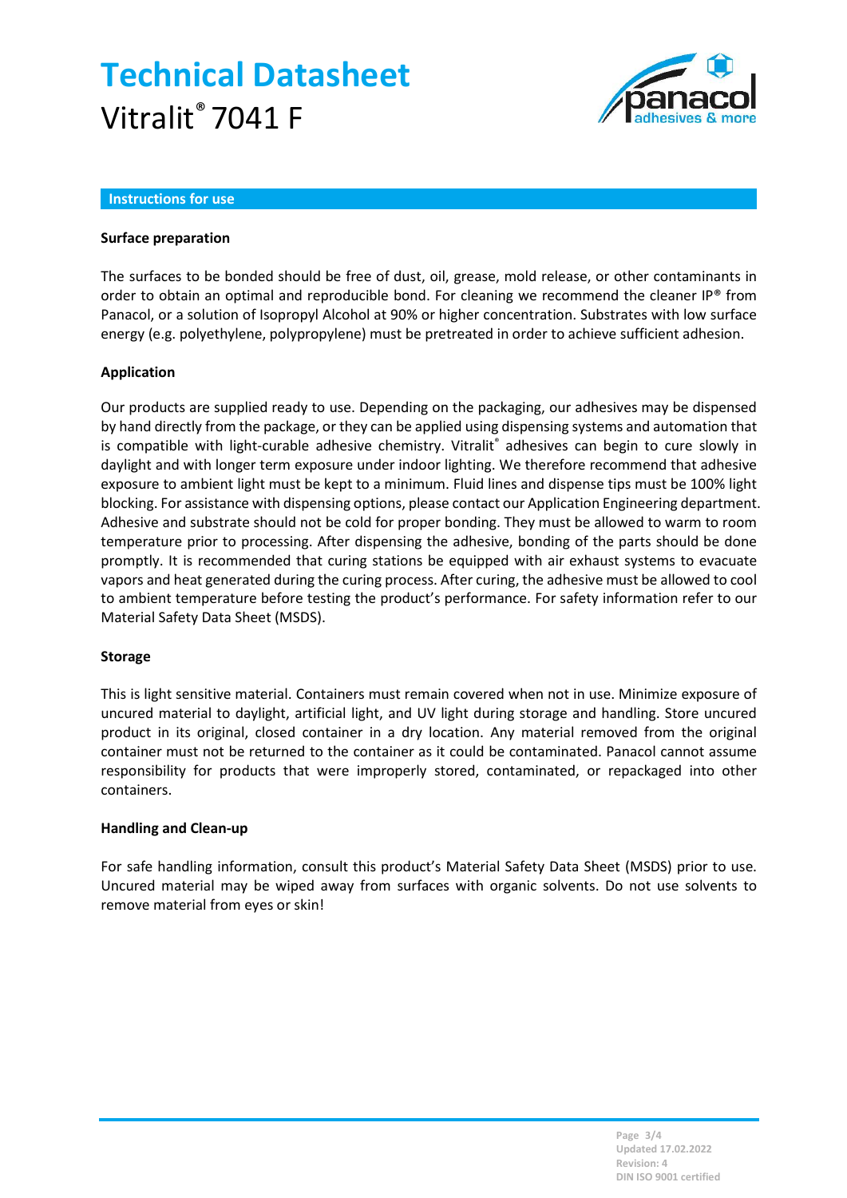# Technical Datasheet

Vitralit® 7041 F

## Instructions for use

### Surface preparation

The surfaces to be bonded should be free of dust, oil, grease, mold release, or other contaminants in order to obtain an optimal and reproducible bond. For cleaning we recommend the cleaner IP® from Panacol, or a solution of Isopropyl Alcohol at 90% or higher concentration. Substrates with low surface energy (e.g. polyethylene, polypropylene) must be pretreated in order to achieve sufficient adhesion.

### Application

Our products are supplied ready to use. Depending on the packaging, our adhesives may be dispensed by hand directly from the package, or they can be applied using dispensing systems and automation that is compatible with light-curable adhesive chemistry. Vitralit® adhesives can begin to cure slowly in daylight and with longer term exposure under indoor lighting. We therefore recommend that adhesive exposure to ambient light must be kept to a minimum. Fluid lines and dispense tips must be 100% light blocking. For assistance with dispensing options, please contact our Application Engineering department. Adhesive and substrate should not be cold for proper bonding. They must be allowed to warm to room temperature prior to processing. After dispensing the adhesive, bonding of the parts should be done promptly. It is recommended that curing stations be equipped with air exhaust systems to evacuate vapors and heat generated during the curing process. After curing, the adhesive must be allowed to cool to ambient temperature before testing the product's performance. For safety information refer to our Material Safety Data Sheet (MSDS).

### Storage

This is light sensitive material. Containers must remain covered when not in use. Minimize exposure of uncured material to daylight, artificial light, and UV light during storage and handling. Store uncured product in its original, closed container in a dry location. Any material removed from the original container must not be returned to the container as it could be contaminated. Panacol cannot assume responsibility for products that were improperly stored, contaminated, or repackaged into other containers.

### Handling and Clean-up

For safe handling information, consult this product's Material Safety Data Sheet (MSDS) prior to use. Uncured material may be wiped away from surfaces with organic solvents. Do not use solvents to remove material from eyes or skin!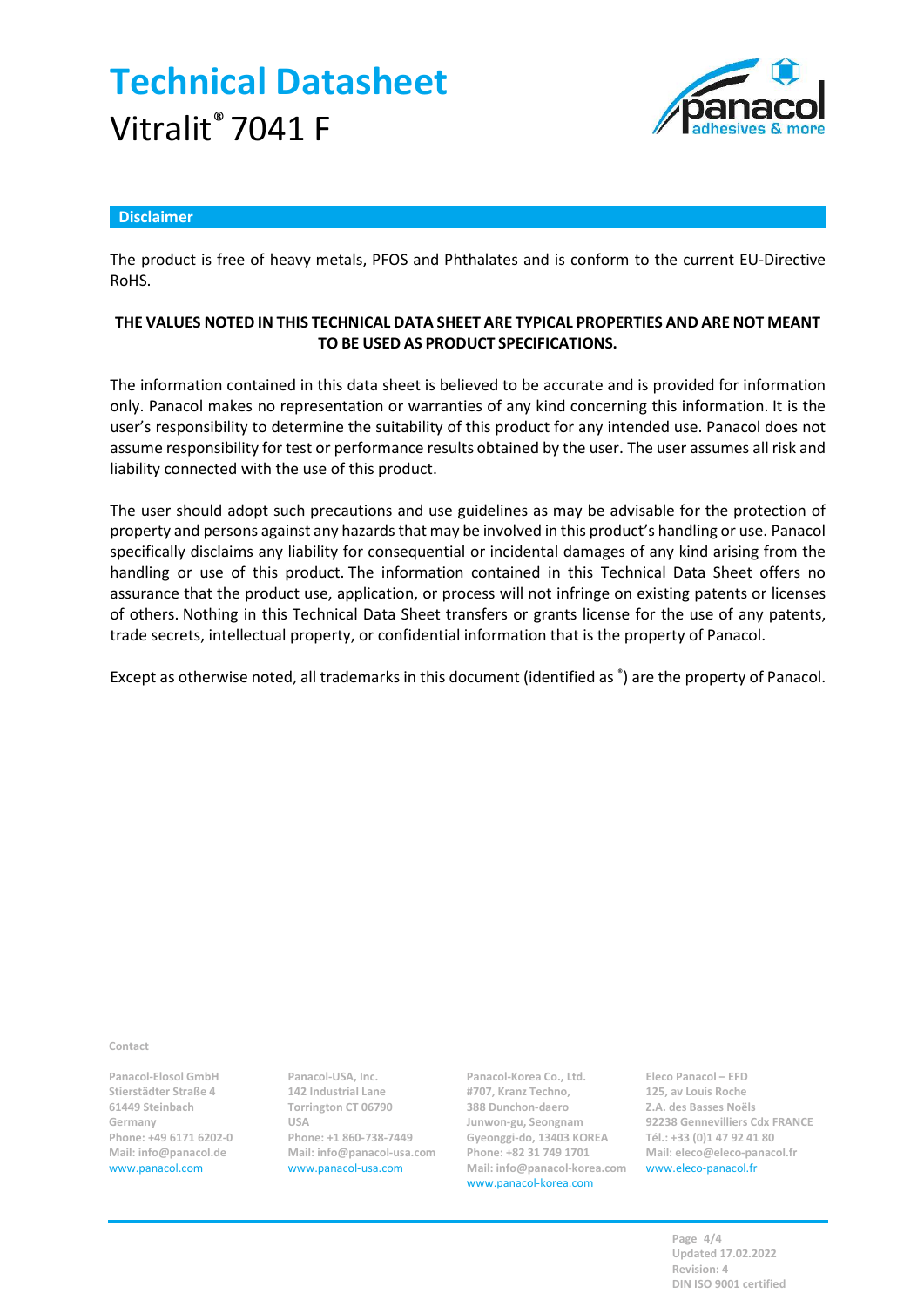# Technical Datasheet

Vitralit® 7041 F

## Disclaimer

The product is free of heavy metals, PFOS and Phthalates and is conform to the current EU-Directive RoHS.

**THE VALUES NOTED IN THIS TECHNICAL DATA SHEET ARE TYPICAL PROPERTIES AND ARE NOT MEANT TO BE USED AS PRODUCT SPECIFICATIONS.**

The information contained in this data sheet is believed to be accurate and is provided for information only. Panacol makes no representation or warranties of any kind concerning this information. It is the user's responsibility to determine the suitability of this product for any intended use. Panacol does not assume responsibility for test or performance results obtained by the user. The user assumes all risk and liability connected with the use of this product.

The user should adopt such precautions and use guidelines as may be advisable for the protection of property and persons against any hazards that may be involved in this product's handling or use. Panacol specifically disclaims any liability for consequential or incidental damages of any kind arising from the handling or use of this product. The information contained in this Technical Data Sheet offers no assurance that the product use, application, or process will not infringe on existing patents or licenses of others. Nothing in this Technical Data Sheet transfers or grants license for the use of any patents, trade secrets, intellectual property, or confidential information that is the property of Panacol.

Except as otherwise noted, all trademarks in this document (identified as ®) are the property of Panacol.

Contact

Panacol-Elosol GmbH
Stierstädter Straße 4
61449 Steinbach
Germany
Phone: +49 6171 6202-0
Mail: info@panacol.de
www.panacol.com

Panacol-USA, Inc.
142 Industrial Lane
Torrington CT 06790
USA
Phone: +1 860-738-7449
Mail: info@panacol-usa.com
www.panacol-usa.com

Panacol-Korea Co., Ltd.
#707, Kranz Techno,
388 Dunchon-daero
Junwon-gu, Seongnam
Gyeonggi-do, 13403 KOREA
Phone: +82 31 749 1701
Mail: info@panacol-korea.com
www.panacol-korea.com

Eleco Panacol – EFD
125, av Louis Roche
Z.A. des Basses Noëls
92238 Gennevilliers Cdx FRANCE
Tél.: +33 (0)1 47 92 41 80
Mail: eleco@eleco-panacol.fr
www.eleco-panacol.fr

Updated 17.02.2022
Revision: 4
DIN ISO 9001 certified